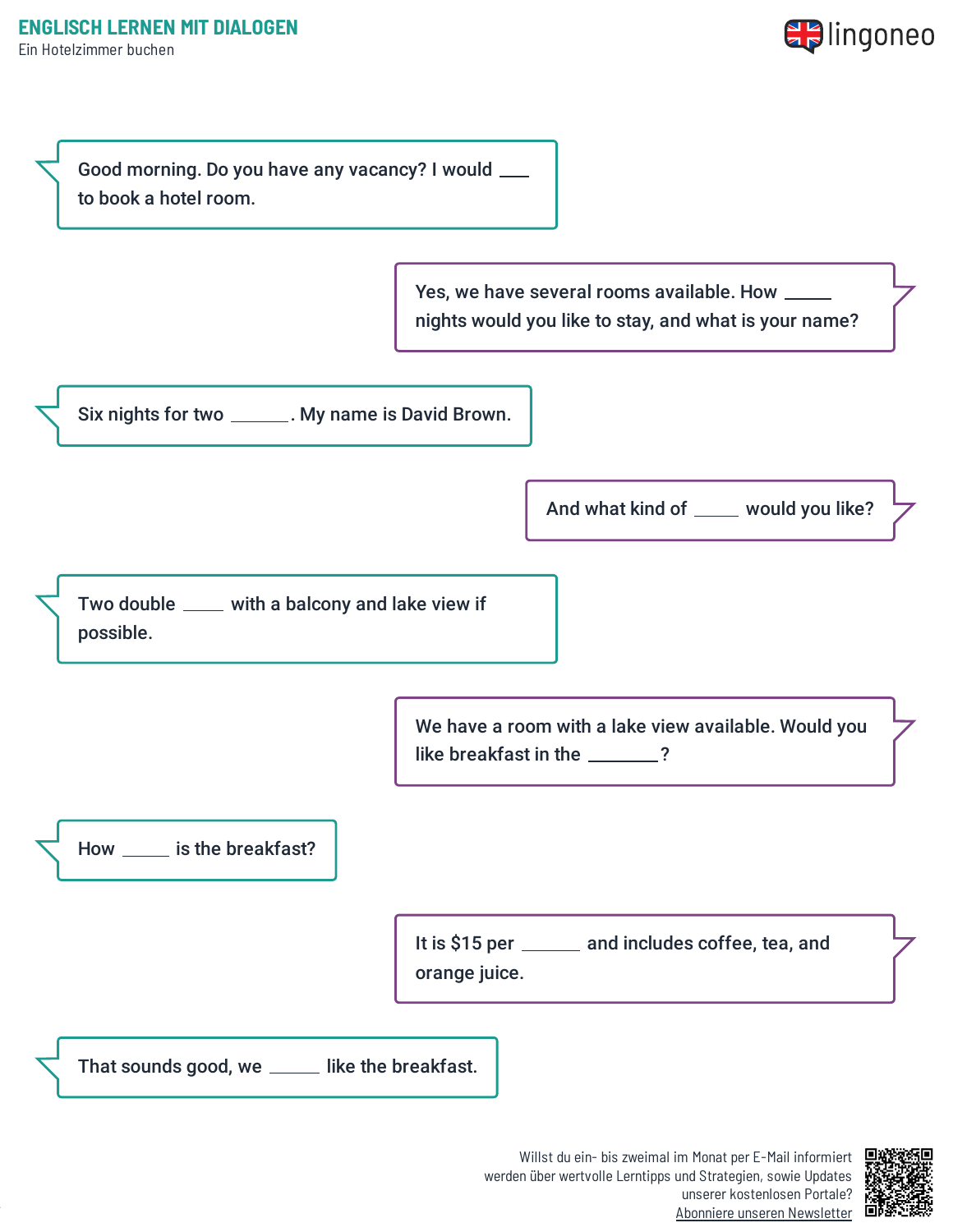# ENGLISCH LERNEN MIT DIALOGEN

Ein Hotelzimmer buchen

Good morning. Do you have any vacancy? I would ___ to book a hotel room.

Yes, we have several rooms available. How _____ nights would you like to stay, and what is your name?

Six nights for two ______. My name is David Brown.

And what kind of _____ would you like?

Two double ____ with a balcony and lake view if possible.

We have a room with a lake view available. Would you like breakfast in the _______?

How _____ is the breakfast?

It is $15 per ______ and includes coffee, tea, and orange juice.

That sounds good, we _____ like the breakfast.

Willst du ein- bis zweimal im Monat per E-Mail informiert werden über wertvolle Lerntipps und Strategien, sowie Updates unserer kostenlosen Portale? Abonniere unseren Newsletter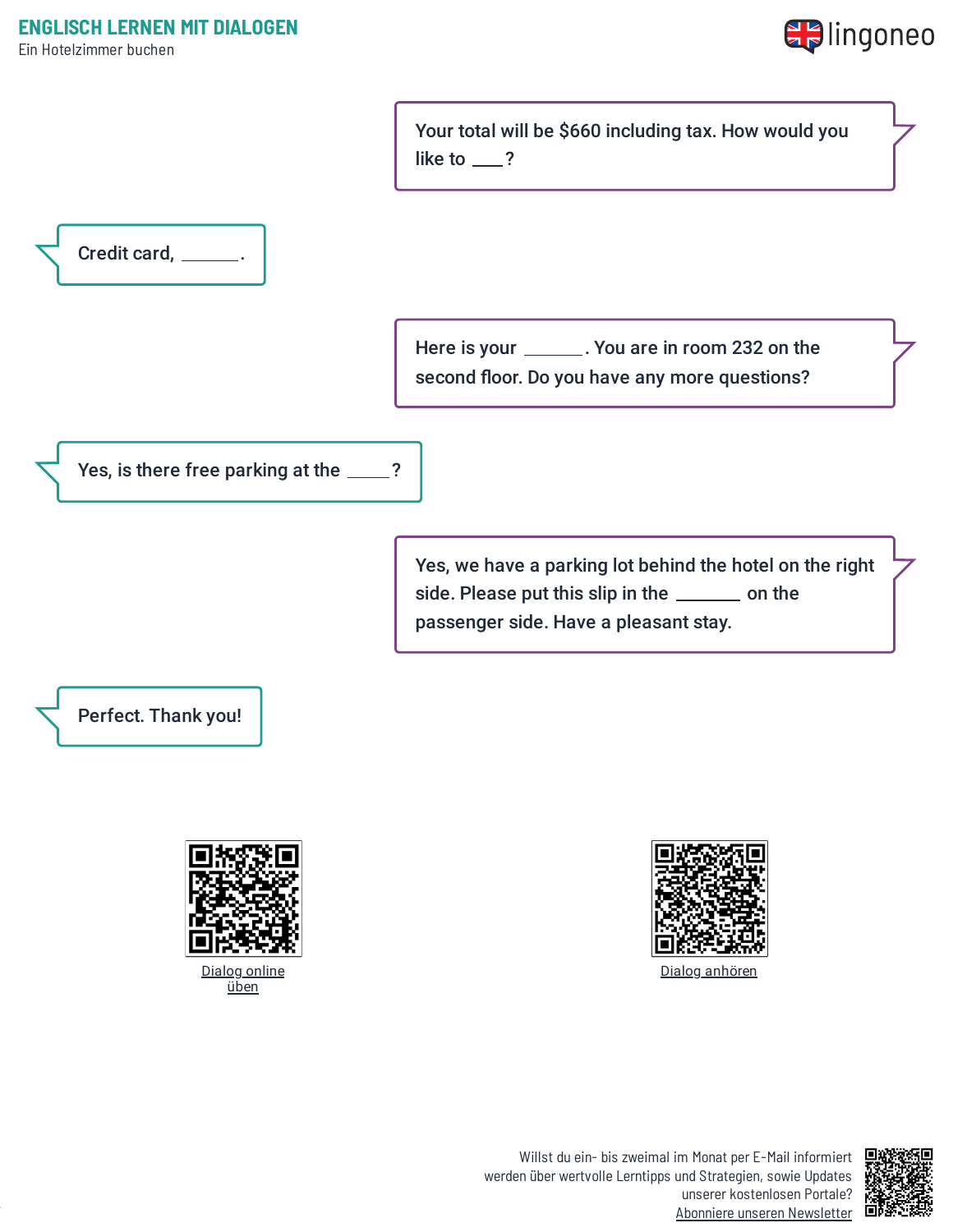Your total will be $660 including tax. How would you like to ___?

Credit card, ______.

Here is your ______. You are in room 232 on the second floor. Do you have any more questions?

Yes, is there free parking at the _____?

Yes, we have a parking lot behind the hotel on the right side. Please put this slip in the _______ on the passenger side. Have a pleasant stay.

Perfect. Thank you!

Dialog online üben

Dialog anhören

Willst du ein- bis zweimal im Monat per E-Mail informiert werden über wertvolle Lerntipps und Strategien, sowie Updates unserer kostenlosen Portale? Abonniere unseren Newsletter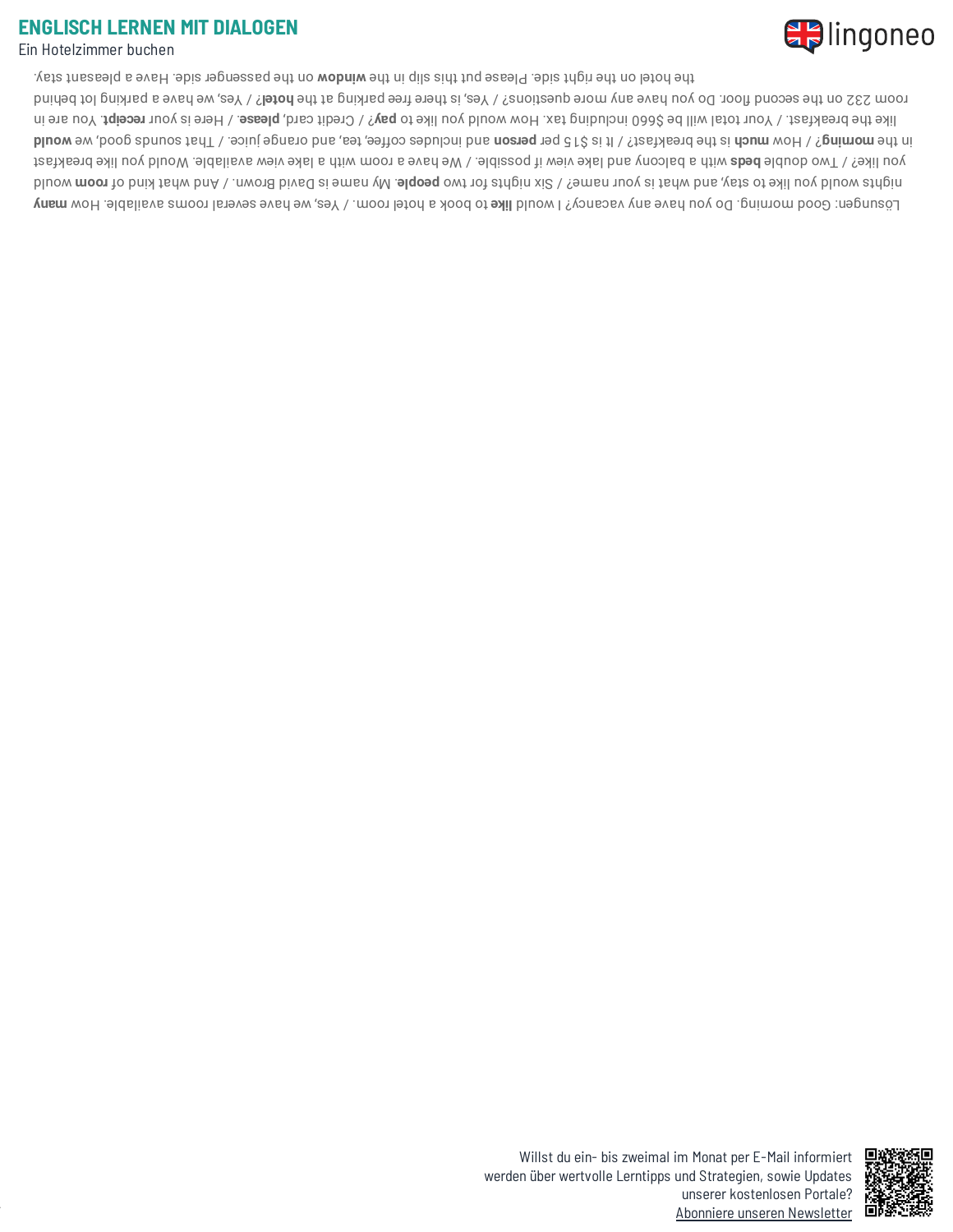Lösungen: Good morning. Do you have any vacancy? I would **like** to book a hotel room. / Yes, we have several rooms available. How **many** nights would you like to stay, and what is your name? / Six nights for two **people**. My name is David Brown. / And what kind of **room** would you like? / Two double **beds** with a balcony and lake view if possible. / We have a room with a lake view available. Would you like breakfast in the **morning**? / How **much** is the breakfast? / It is $15 per **person** and includes coffee, tea, and orange juice. / That sounds good, we **would** like the breakfast. / Your total will be $660 including tax. How would you like to **pay**? / Credit card, **please**. / Here is your **receipt**. You are in room 232 on the second floor. Do you have any more questions? / Yes, is there free parking at the **hotel**? / Yes, we have a parking lot behind the hotel on the right side. Please put this slip in the **window** on the passenger side. Have a pleasant stay.